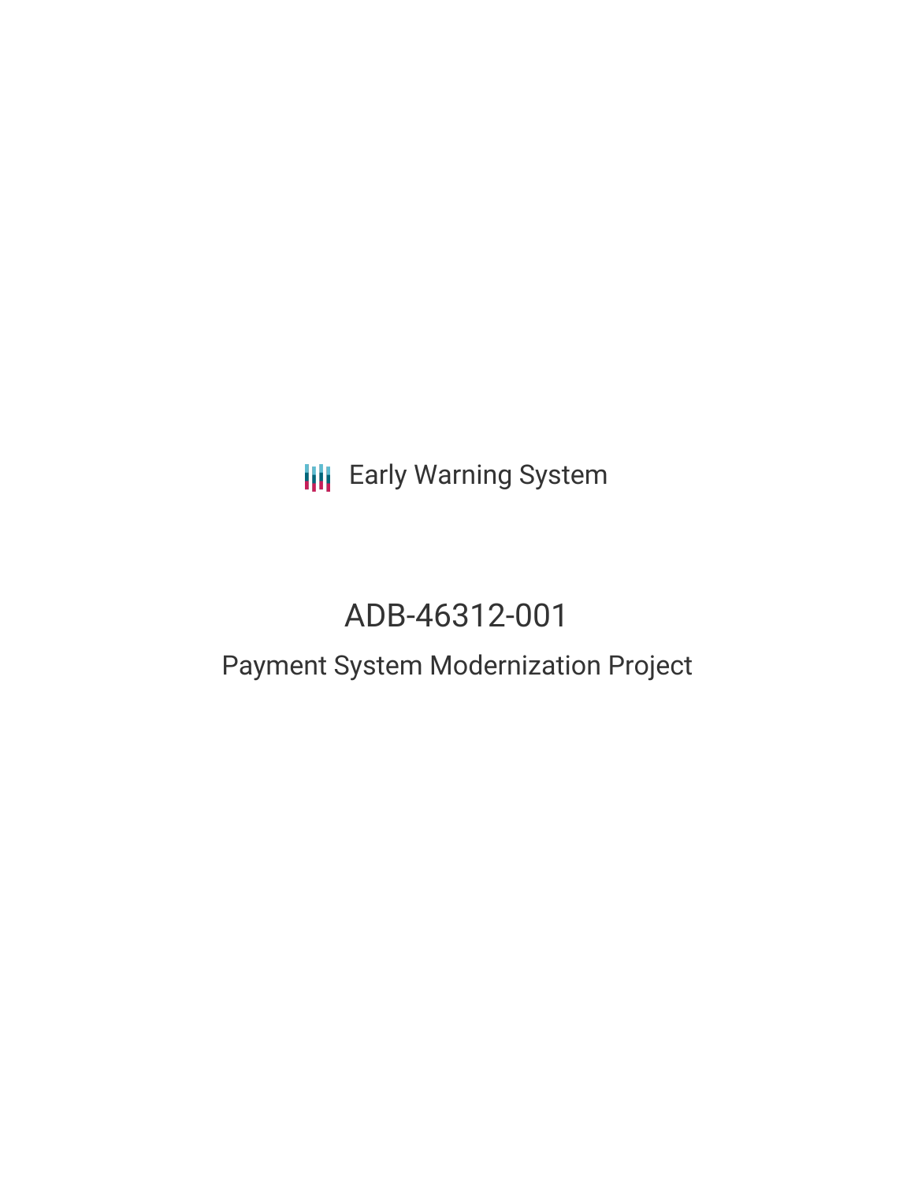Early Warning System

# ADB-46312-001

## Payment System Modernization Project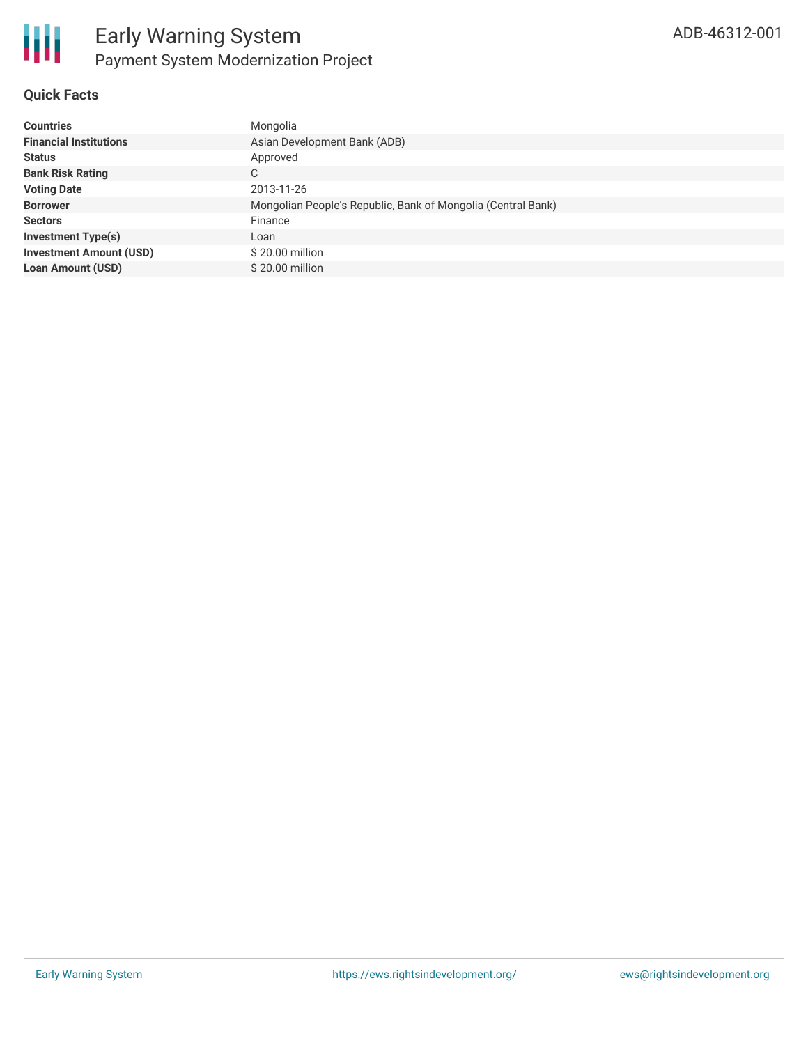# Early Warning System

## Payment System Modernization Project

ADB-46312-001

### Quick Facts

| | |
|---|---|
| **Countries** | Mongolia |
| **Financial Institutions** | Asian Development Bank (ADB) |
| **Status** | Approved |
| **Bank Risk Rating** | C |
| **Voting Date** | 2013-11-26 |
| **Borrower** | Mongolian People's Republic, Bank of Mongolia (Central Bank) |
| **Sectors** | Finance |
| **Investment Type(s)** | Loan |
| **Investment Amount (USD)** | $ 20.00 million |
| **Loan Amount (USD)** | $ 20.00 million |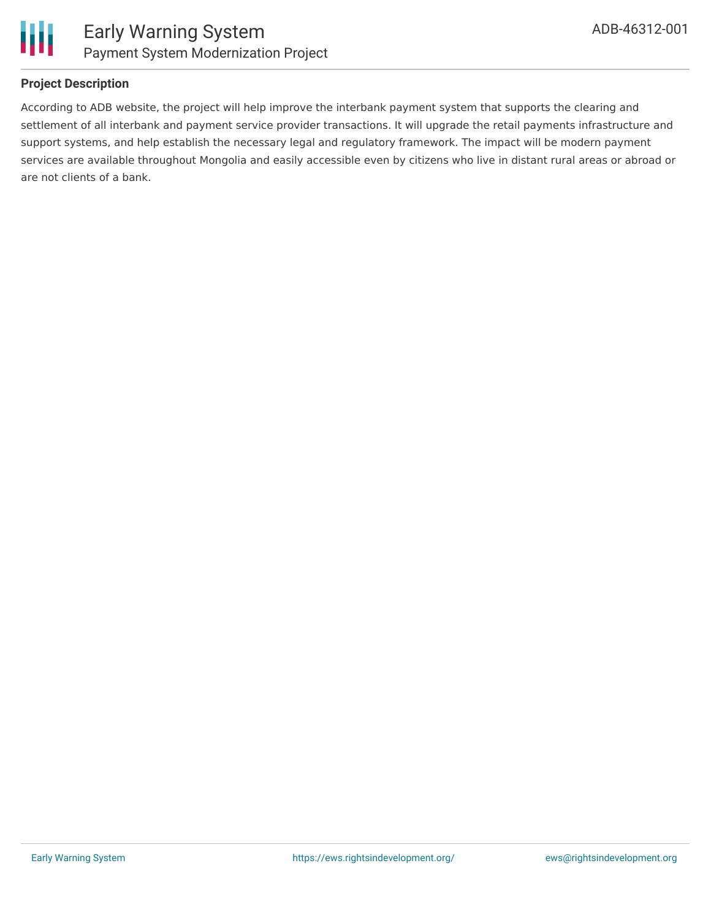## Project Description

According to ADB website, the project will help improve the interbank payment system that supports the clearing and settlement of all interbank and payment service provider transactions. It will upgrade the retail payments infrastructure and support systems, and help establish the necessary legal and regulatory framework. The impact will be modern payment services are available throughout Mongolia and easily accessible even by citizens who live in distant rural areas or abroad or are not clients of a bank.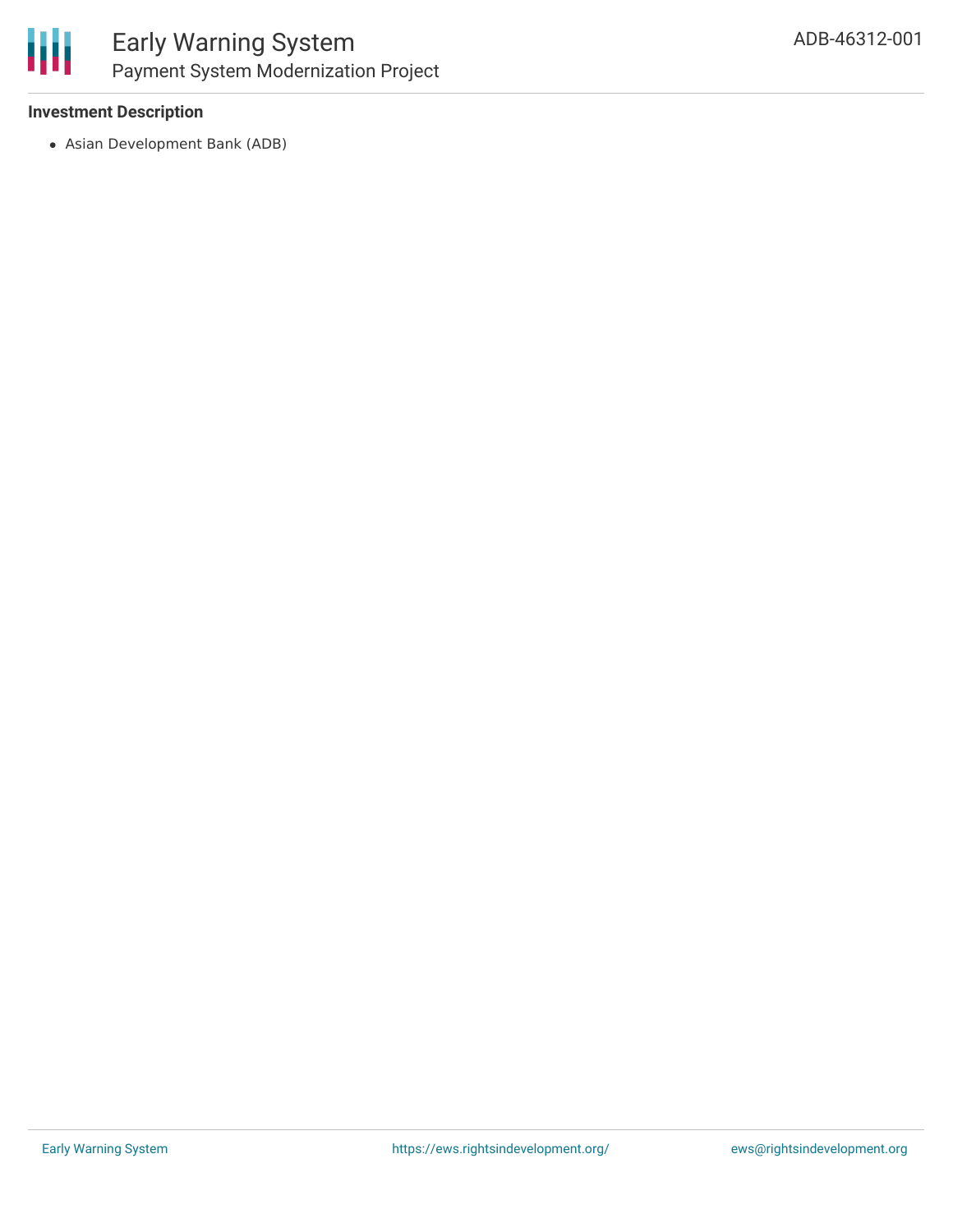### Investment Description

- Asian Development Bank (ADB)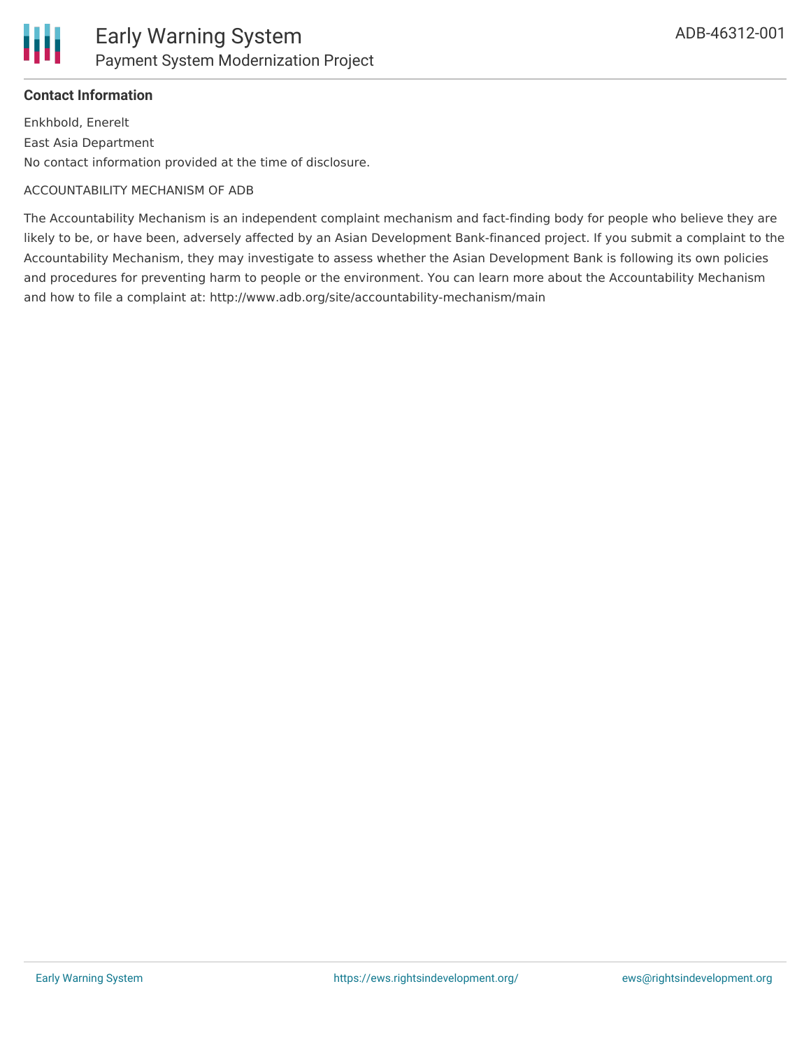**Contact Information**

Enkhbold, Enerelt

East Asia Department

No contact information provided at the time of disclosure.

ACCOUNTABILITY MECHANISM OF ADB

The Accountability Mechanism is an independent complaint mechanism and fact-finding body for people who believe they are likely to be, or have been, adversely affected by an Asian Development Bank-financed project. If you submit a complaint to the Accountability Mechanism, they may investigate to assess whether the Asian Development Bank is following its own policies and procedures for preventing harm to people or the environment. You can learn more about the Accountability Mechanism and how to file a complaint at: http://www.adb.org/site/accountability-mechanism/main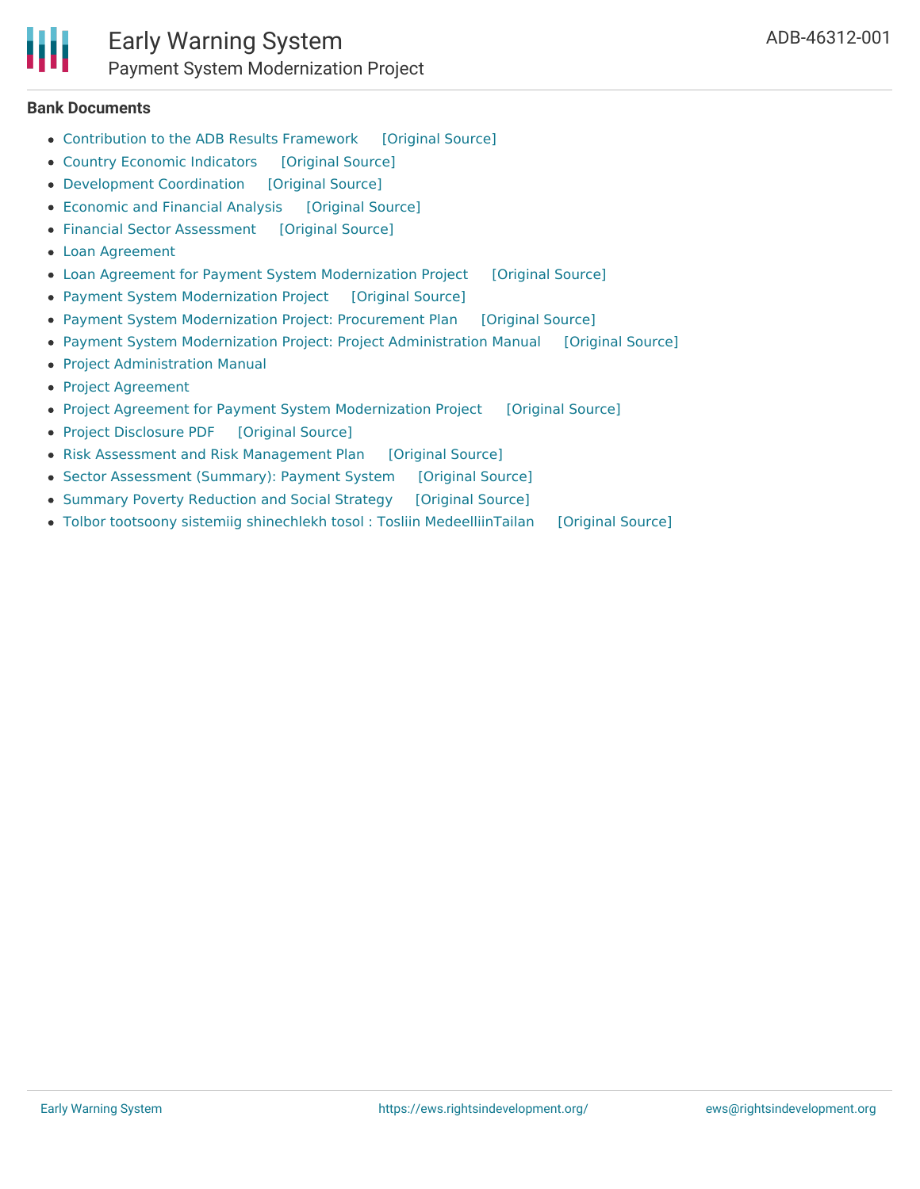## Bank Documents

- Contribution to the ADB Results Framework [Original Source]
- Country Economic Indicators [Original Source]
- Development Coordination [Original Source]
- Economic and Financial Analysis [Original Source]
- Financial Sector Assessment [Original Source]
- Loan Agreement
- Loan Agreement for Payment System Modernization Project [Original Source]
- Payment System Modernization Project [Original Source]
- Payment System Modernization Project: Procurement Plan [Original Source]
- Payment System Modernization Project: Project Administration Manual [Original Source]
- Project Administration Manual
- Project Agreement
- Project Agreement for Payment System Modernization Project [Original Source]
- Project Disclosure PDF [Original Source]
- Risk Assessment and Risk Management Plan [Original Source]
- Sector Assessment (Summary): Payment System [Original Source]
- Summary Poverty Reduction and Social Strategy [Original Source]
- Tolbor tootsoony sistemiig shinechlekh tosol : Tosliin MedeelliinTailan [Original Source]